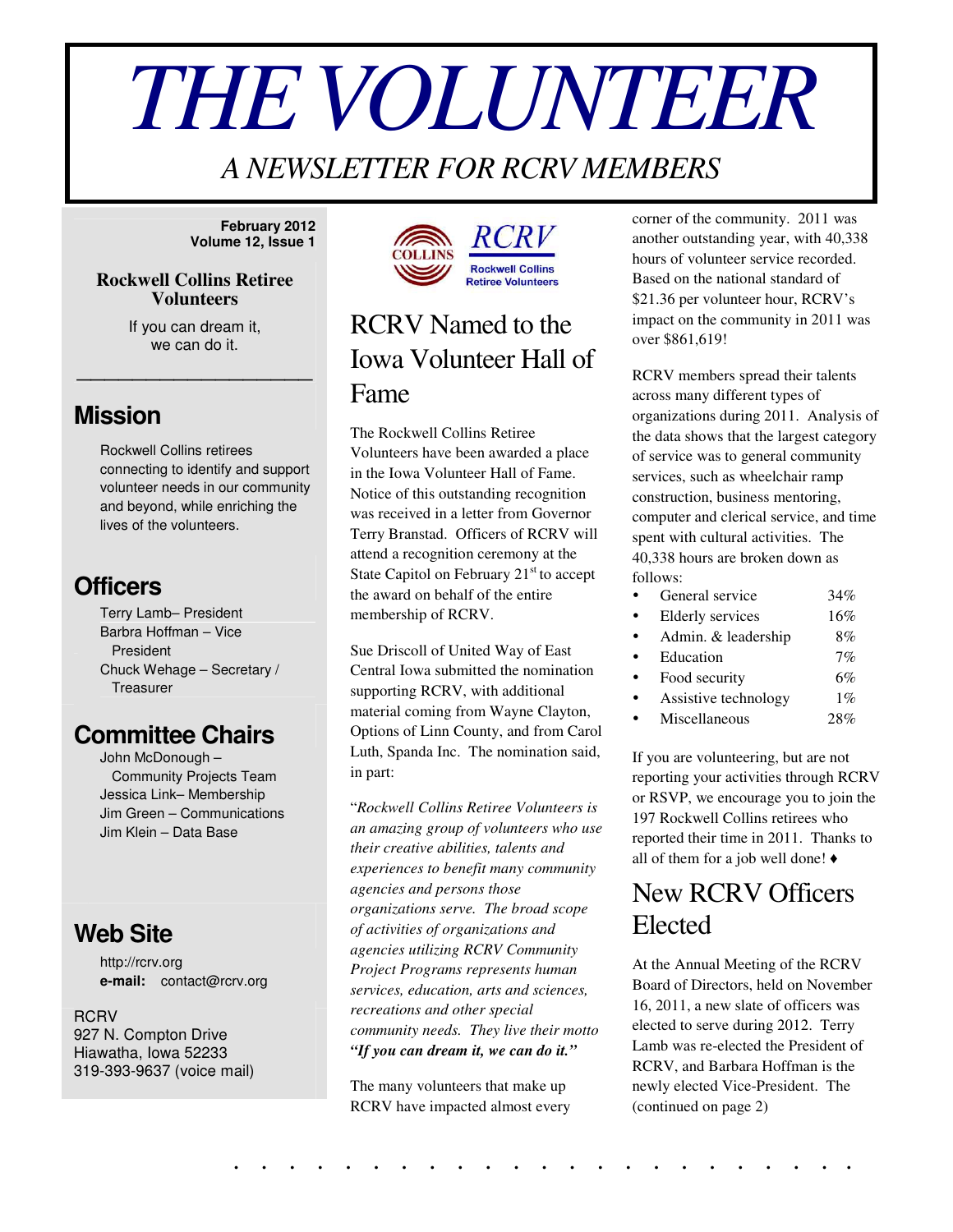# THE VOLUNTEER

*A NEWSLETTER FOR RCRV MEMBERS*

**February 2012**
**Volume 12, Issue 1**

**Rockwell Collins Retiree Volunteers**

If you can dream it, we can do it.

## Mission

Rockwell Collins retirees connecting to identify and support volunteer needs in our community and beyond, while enriching the lives of the volunteers.

## Officers

Terry Lamb– President
Barbra Hoffman – Vice President
Chuck Wehage – Secretary / Treasurer

## Committee Chairs

John McDonough – Community Projects Team
Jessica Link– Membership
Jim Green – Communications
Jim Klein – Data Base

## Web Site

http://rcrv.org
**e-mail:** contact@rcrv.org

RCRV
927 N. Compton Drive
Hiawatha, Iowa 52233
319-393-9637 (voice mail)

COLLINS RCRV Rockwell Collins Retiree Volunteers

# RCRV Named to the Iowa Volunteer Hall of Fame

The Rockwell Collins Retiree Volunteers have been awarded a place in the Iowa Volunteer Hall of Fame. Notice of this outstanding recognition was received in a letter from Governor Terry Branstad. Officers of RCRV will attend a recognition ceremony at the State Capitol on February 21st to accept the award on behalf of the entire membership of RCRV.

Sue Driscoll of United Way of East Central Iowa submitted the nomination supporting RCRV, with additional material coming from Wayne Clayton, Options of Linn County, and from Carol Luth, Spanda Inc. The nomination said, in part:

"*Rockwell Collins Retiree Volunteers is an amazing group of volunteers who use their creative abilities, talents and experiences to benefit many community agencies and persons those organizations serve. The broad scope of activities of organizations and agencies utilizing RCRV Community Project Programs represents human services, education, arts and sciences, recreations and other special community needs. They live their motto **"If you can dream it, we can do it."***

The many volunteers that make up RCRV have impacted almost every corner of the community. 2011 was another outstanding year, with 40,338 hours of volunteer service recorded. Based on the national standard of $21.36 per volunteer hour, RCRV's impact on the community in 2011 was over $861,619!

RCRV members spread their talents across many different types of organizations during 2011. Analysis of the data shows that the largest category of service was to general community services, such as wheelchair ramp construction, business mentoring, computer and clerical service, and time spent with cultural activities. The 40,338 hours are broken down as follows:

- General service 34%
- Elderly services 16%
- Admin. & leadership 8%
- Education 7%
- Food security 6%
- Assistive technology 1%
- Miscellaneous 28%

If you are volunteering, but are not reporting your activities through RCRV or RSVP, we encourage you to join the 197 Rockwell Collins retirees who reported their time in 2011. Thanks to all of them for a job well done! ♦

# New RCRV Officers Elected

At the Annual Meeting of the RCRV Board of Directors, held on November 16, 2011, a new slate of officers was elected to serve during 2012. Terry Lamb was re-elected the President of RCRV, and Barbara Hoffman is the newly elected Vice-President. The (continued on page 2)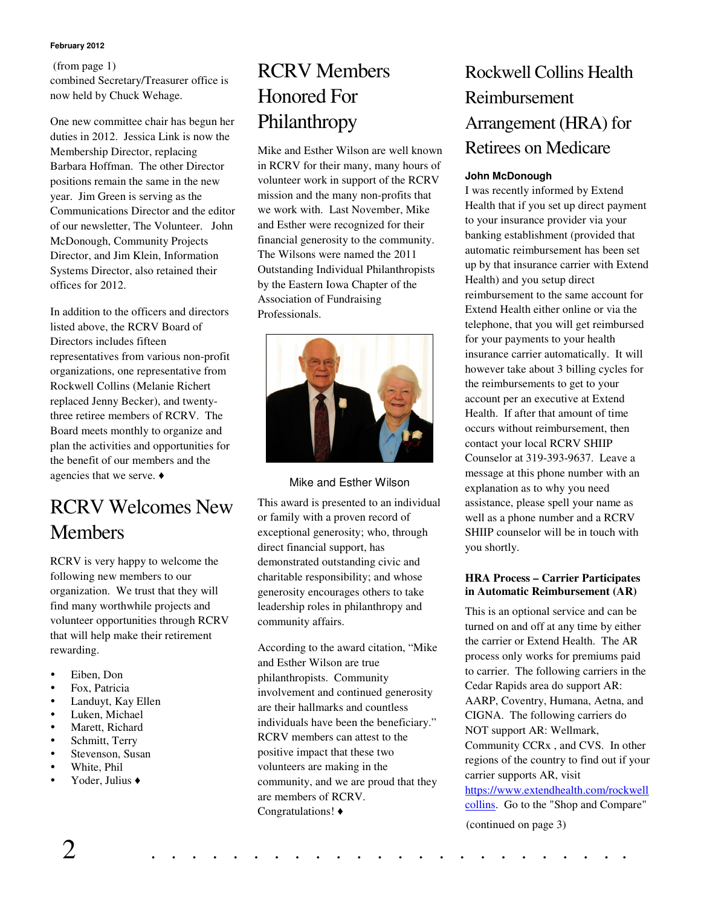(from page 1) combined Secretary/Treasurer office is now held by Chuck Wehage.

One new committee chair has begun her duties in 2012. Jessica Link is now the Membership Director, replacing Barbara Hoffman. The other Director positions remain the same in the new year. Jim Green is serving as the Communications Director and the editor of our newsletter, The Volunteer. John McDonough, Community Projects Director, and Jim Klein, Information Systems Director, also retained their offices for 2012.

In addition to the officers and directors listed above, the RCRV Board of Directors includes fifteen representatives from various non-profit organizations, one representative from Rockwell Collins (Melanie Richert replaced Jenny Becker), and twenty-three retiree members of RCRV. The Board meets monthly to organize and plan the activities and opportunities for the benefit of our members and the agencies that we serve. ♦

# RCRV Welcomes New Members

RCRV is very happy to welcome the following new members to our organization. We trust that they will find many worthwhile projects and volunteer opportunities through RCRV that will help make their retirement rewarding.

- Eiben, Don
- Fox, Patricia
- Landuyt, Kay Ellen
- Luken, Michael
- Marett, Richard
- Schmitt, Terry
- Stevenson, Susan
- White, Phil
- Yoder, Julius ♦

# RCRV Members Honored For Philanthropy

Mike and Esther Wilson are well known in RCRV for their many, many hours of volunteer work in support of the RCRV mission and the many non-profits that we work with. Last November, Mike and Esther were recognized for their financial generosity to the community. The Wilsons were named the 2011 Outstanding Individual Philanthropists by the Eastern Iowa Chapter of the Association of Fundraising Professionals.

Mike and Esther Wilson

This award is presented to an individual or family with a proven record of exceptional generosity; who, through direct financial support, has demonstrated outstanding civic and charitable responsibility; and whose generosity encourages others to take leadership roles in philanthropy and community affairs.

According to the award citation, "Mike and Esther Wilson are true philanthropists. Community involvement and continued generosity are their hallmarks and countless individuals have been the beneficiary." RCRV members can attest to the positive impact that these two volunteers are making in the community, and we are proud that they are members of RCRV. Congratulations! ♦

# Rockwell Collins Health Reimbursement Arrangement (HRA) for Retirees on Medicare

**John McDonough**

I was recently informed by Extend Health that if you set up direct payment to your insurance provider via your banking establishment (provided that automatic reimbursement has been set up by that insurance carrier with Extend Health) and you setup direct reimbursement to the same account for Extend Health either online or via the telephone, that you will get reimbursed for your payments to your health insurance carrier automatically. It will however take about 3 billing cycles for the reimbursements to get to your account per an executive at Extend Health. If after that amount of time occurs without reimbursement, then contact your local RCRV SHIIP Counselor at 319-393-9637. Leave a message at this phone number with an explanation as to why you need assistance, please spell your name as well as a phone number and a RCRV SHIIP counselor will be in touch with you shortly.

**HRA Process – Carrier Participates in Automatic Reimbursement (AR)**

This is an optional service and can be turned on and off at any time by either the carrier or Extend Health. The AR process only works for premiums paid to carrier. The following carriers in the Cedar Rapids area do support AR: AARP, Coventry, Humana, Aetna, and CIGNA. The following carriers do NOT support AR: Wellmark, Community CCRx , and CVS. In other regions of the country to find out if your carrier supports AR, visit https://www.extendhealth.com/rockwellcollins. Go to the "Shop and Compare"

(continued on page 3)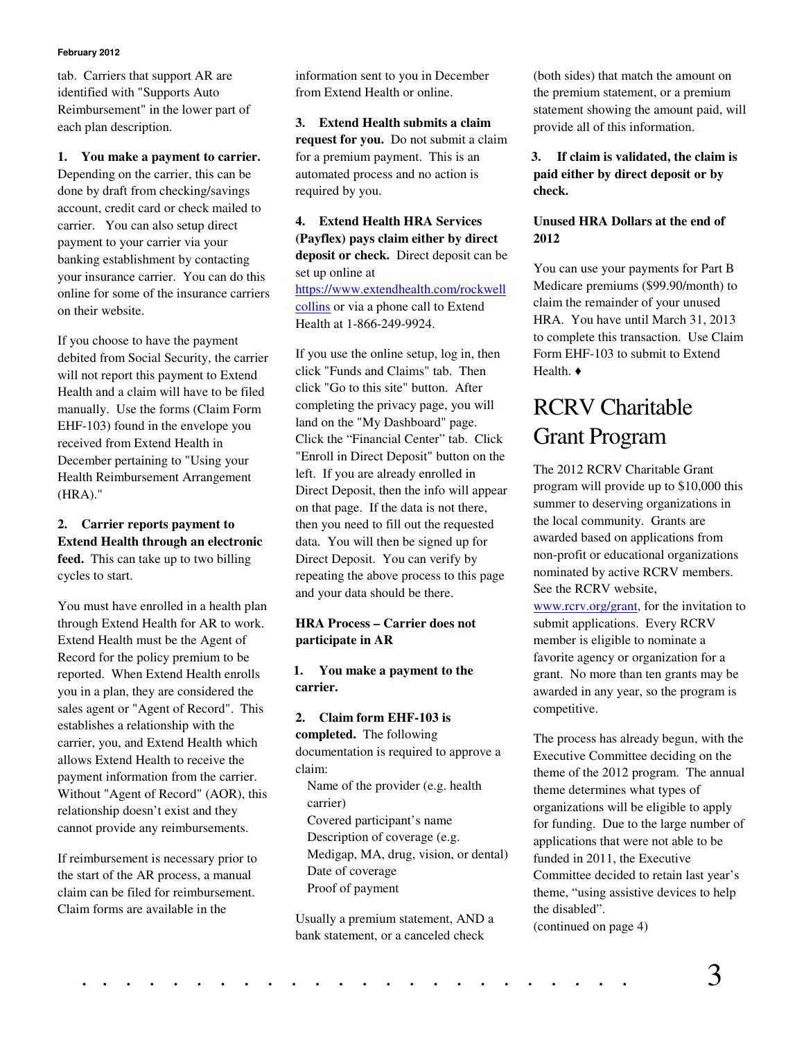tab. Carriers that support AR are identified with "Supports Auto Reimbursement" in the lower part of each plan description.

**1. You make a payment to carrier.** Depending on the carrier, this can be done by draft from checking/savings account, credit card or check mailed to carrier. You can also setup direct payment to your carrier via your banking establishment by contacting your insurance carrier. You can do this online for some of the insurance carriers on their website.

If you choose to have the payment debited from Social Security, the carrier will not report this payment to Extend Health and a claim will have to be filed manually. Use the forms (Claim Form EHF-103) found in the envelope you received from Extend Health in December pertaining to "Using your Health Reimbursement Arrangement (HRA)."

**2. Carrier reports payment to Extend Health through an electronic feed.** This can take up to two billing cycles to start.

You must have enrolled in a health plan through Extend Health for AR to work. Extend Health must be the Agent of Record for the policy premium to be reported. When Extend Health enrolls you in a plan, they are considered the sales agent or "Agent of Record". This establishes a relationship with the carrier, you, and Extend Health which allows Extend Health to receive the payment information from the carrier. Without "Agent of Record" (AOR), this relationship doesn't exist and they cannot provide any reimbursements.

If reimbursement is necessary prior to the start of the AR process, a manual claim can be filed for reimbursement. Claim forms are available in the information sent to you in December from Extend Health or online.

**3. Extend Health submits a claim request for you.** Do not submit a claim for a premium payment. This is an automated process and no action is required by you.

**4. Extend Health HRA Services (Payflex) pays claim either by direct deposit or check.** Direct deposit can be set up online at https://www.extendhealth.com/rockwellcollins or via a phone call to Extend Health at 1-866-249-9924.

If you use the online setup, log in, then click "Funds and Claims" tab. Then click "Go to this site" button. After completing the privacy page, you will land on the "My Dashboard" page. Click the "Financial Center" tab. Click "Enroll in Direct Deposit" button on the left. If you are already enrolled in Direct Deposit, then the info will appear on that page. If the data is not there, then you need to fill out the requested data. You will then be signed up for Direct Deposit. You can verify by repeating the above process to this page and your data should be there.

**HRA Process – Carrier does not participate in AR**

**1. You make a payment to the carrier.**

**2. Claim form EHF-103 is completed.** The following documentation is required to approve a claim:

Name of the provider (e.g. health carrier)
Covered participant's name
Description of coverage (e.g. Medigap, MA, drug, vision, or dental)
Date of coverage
Proof of payment

Usually a premium statement, AND a bank statement, or a canceled check (both sides) that match the amount on the premium statement, or a premium statement showing the amount paid, will provide all of this information.

**3. If claim is validated, the claim is paid either by direct deposit or by check.**

**Unused HRA Dollars at the end of 2012**

You can use your payments for Part B Medicare premiums ($99.90/month) to claim the remainder of your unused HRA. You have until March 31, 2013 to complete this transaction. Use Claim Form EHF-103 to submit to Extend Health. ♦

# RCRV Charitable Grant Program

The 2012 RCRV Charitable Grant program will provide up to $10,000 this summer to deserving organizations in the local community. Grants are awarded based on applications from non-profit or educational organizations nominated by active RCRV members. See the RCRV website, www.rcrv.org/grant, for the invitation to submit applications. Every RCRV member is eligible to nominate a favorite agency or organization for a grant. No more than ten grants may be awarded in any year, so the program is competitive.

The process has already begun, with the Executive Committee deciding on the theme of the 2012 program. The annual theme determines what types of organizations will be eligible to apply for funding. Due to the large number of applications that were not able to be funded in 2011, the Executive Committee decided to retain last year's theme, "using assistive devices to help the disabled".

(continued on page 4)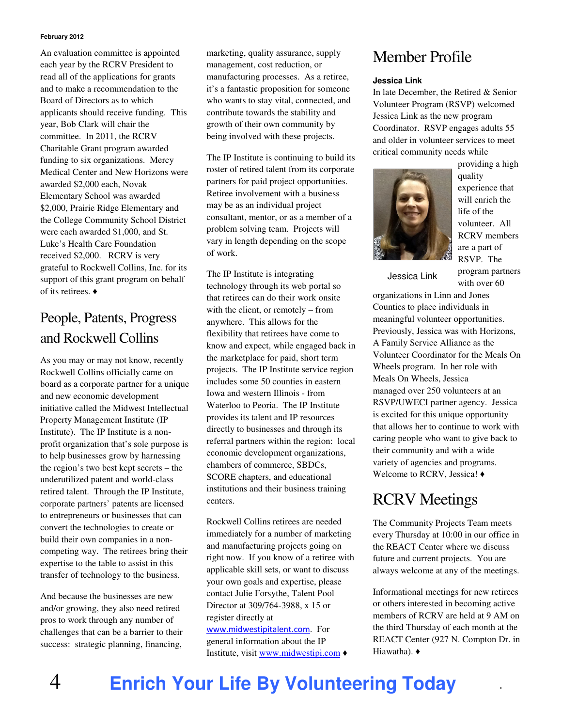An evaluation committee is appointed each year by the RCRV President to read all of the applications for grants and to make a recommendation to the Board of Directors as to which applicants should receive funding. This year, Bob Clark will chair the committee. In 2011, the RCRV Charitable Grant program awarded funding to six organizations. Mercy Medical Center and New Horizons were awarded $2,000 each, Novak Elementary School was awarded $2,000, Prairie Ridge Elementary and the College Community School District were each awarded $1,000, and St. Luke's Health Care Foundation received $2,000. RCRV is very grateful to Rockwell Collins, Inc. for its support of this grant program on behalf of its retirees. ♦

## People, Patents, Progress and Rockwell Collins

As you may or may not know, recently Rockwell Collins officially came on board as a corporate partner for a unique and new economic development initiative called the Midwest Intellectual Property Management Institute (IP Institute). The IP Institute is a non-profit organization that's sole purpose is to help businesses grow by harnessing the region's two best kept secrets – the underutilized patent and world-class retired talent. Through the IP Institute, corporate partners' patents are licensed to entrepreneurs or businesses that can convert the technologies to create or build their own companies in a non-competing way. The retirees bring their expertise to the table to assist in this transfer of technology to the business.

And because the businesses are new and/or growing, they also need retired pros to work through any number of challenges that can be a barrier to their success: strategic planning, financing, marketing, quality assurance, supply management, cost reduction, or manufacturing processes. As a retiree, it's a fantastic proposition for someone who wants to stay vital, connected, and contribute towards the stability and growth of their own community by being involved with these projects.

The IP Institute is continuing to build its roster of retired talent from its corporate partners for paid project opportunities. Retiree involvement with a business may be as an individual project consultant, mentor, or as a member of a problem solving team. Projects will vary in length depending on the scope of work.

The IP Institute is integrating technology through its web portal so that retirees can do their work onsite with the client, or remotely – from anywhere. This allows for the flexibility that retirees have come to know and expect, while engaged back in the marketplace for paid, short term projects. The IP Institute service region includes some 50 counties in eastern Iowa and western Illinois - from Waterloo to Peoria. The IP Institute provides its talent and IP resources directly to businesses and through its referral partners within the region: local economic development organizations, chambers of commerce, SBDCs, SCORE chapters, and educational institutions and their business training centers.

Rockwell Collins retirees are needed immediately for a number of marketing and manufacturing projects going on right now. If you know of a retiree with applicable skill sets, or want to discuss your own goals and expertise, please contact Julie Forsythe, Talent Pool Director at 309/764-3988, x 15 or register directly at www.midwestipitalent.com. For general information about the IP Institute, visit www.midwestipi.com ♦

# Member Profile

**Jessica Link**

In late December, the Retired & Senior Volunteer Program (RSVP) welcomed Jessica Link as the new program Coordinator. RSVP engages adults 55 and older in volunteer services to meet critical community needs while providing a high quality experience that will enrich the life of the volunteer. All RCRV members are a part of RSVP. The program partners with over 60 organizations in Linn and Jones Counties to place individuals in meaningful volunteer opportunities. Previously, Jessica was with Horizons, A Family Service Alliance as the Volunteer Coordinator for the Meals On Wheels program. In her role with Meals On Wheels, Jessica managed over 250 volunteers at an RSVP/UWECI partner agency. Jessica is excited for this unique opportunity that allows her to continue to work with caring people who want to give back to their community and with a wide variety of agencies and programs. Welcome to RCRV, Jessica! ♦

Jessica Link

# RCRV Meetings

The Community Projects Team meets every Thursday at 10:00 in our office in the REACT Center where we discuss future and current projects. You are always welcome at any of the meetings.

Informational meetings for new retirees or others interested in becoming active members of RCRV are held at 9 AM on the third Thursday of each month at the REACT Center (927 N. Compton Dr. in Hiawatha). ♦

**Enrich Your Life By Volunteering Today**